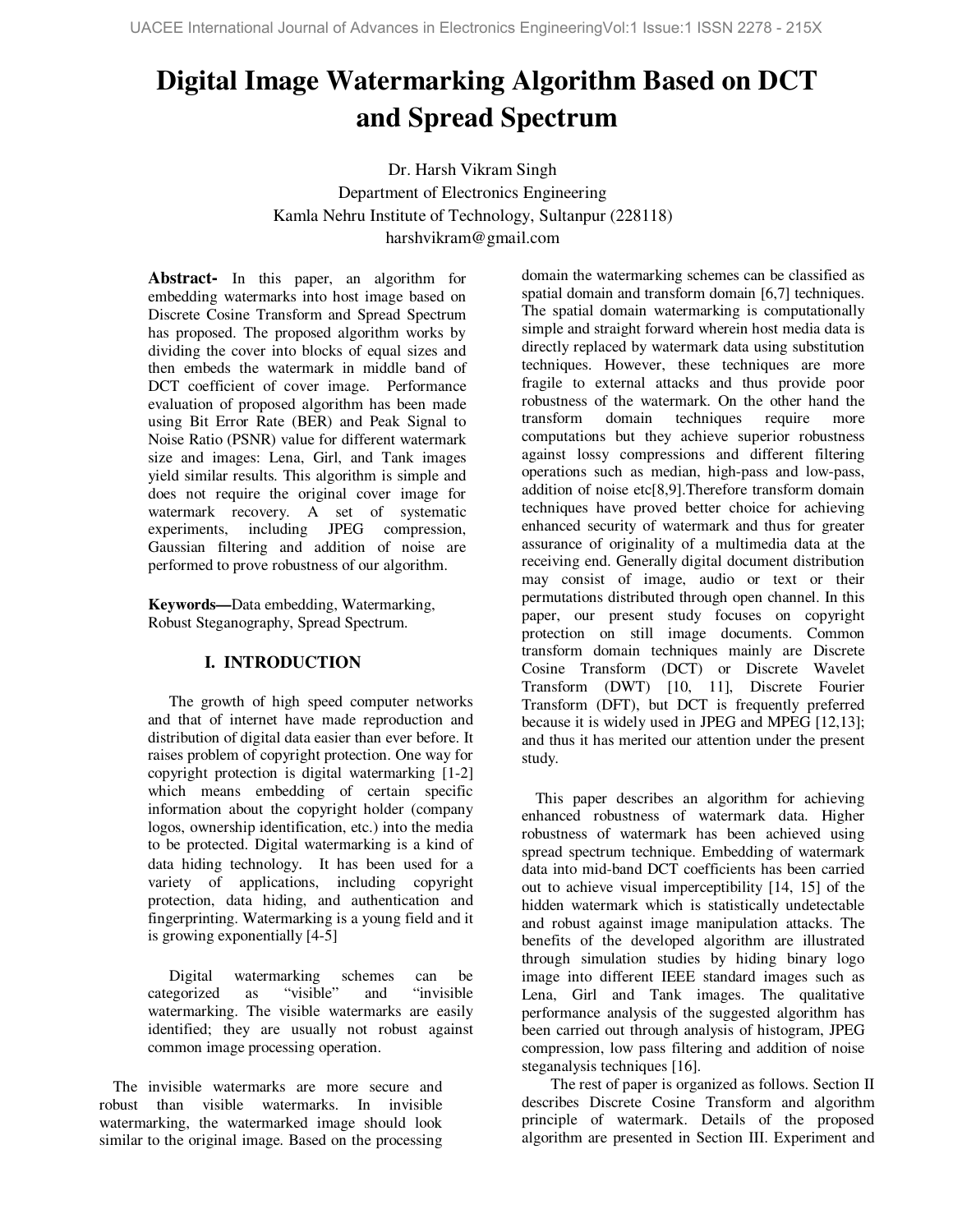# Digital Image Watermarking Algorithm Based on DCT and Spread Spectrum

Dr. Harsh Vikram Singh
Department of Electronics Engineering
Kamla Nehru Institute of Technology, Sultanpur (228118)
harshvikram@gmail.com

**Abstract-** In this paper, an algorithm for embedding watermarks into host image based on Discrete Cosine Transform and Spread Spectrum has proposed. The proposed algorithm works by dividing the cover into blocks of equal sizes and then embeds the watermark in middle band of DCT coefficient of cover image. Performance evaluation of proposed algorithm has been made using Bit Error Rate (BER) and Peak Signal to Noise Ratio (PSNR) value for different watermark size and images: Lena, Girl, and Tank images yield similar results. This algorithm is simple and does not require the original cover image for watermark recovery. A set of systematic experiments, including JPEG compression, Gaussian filtering and addition of noise are performed to prove robustness of our algorithm.

**Keywords—**Data embedding, Watermarking, Robust Steganography, Spread Spectrum.

## I. INTRODUCTION

The growth of high speed computer networks and that of internet have made reproduction and distribution of digital data easier than ever before. It raises problem of copyright protection. One way for copyright protection is digital watermarking [1-2] which means embedding of certain specific information about the copyright holder (company logos, ownership identification, etc.) into the media to be protected. Digital watermarking is a kind of data hiding technology. It has been used for a variety of applications, including copyright protection, data hiding, and authentication and fingerprinting. Watermarking is a young field and it is growing exponentially [4-5]

Digital watermarking schemes can be categorized as "visible" and "invisible watermarking. The visible watermarks are easily identified; they are usually not robust against common image processing operation.

The invisible watermarks are more secure and robust than visible watermarks. In invisible watermarking, the watermarked image should look similar to the original image. Based on the processing domain the watermarking schemes can be classified as spatial domain and transform domain [6,7] techniques. The spatial domain watermarking is computationally simple and straight forward wherein host media data is directly replaced by watermark data using substitution techniques. However, these techniques are more fragile to external attacks and thus provide poor robustness of the watermark. On the other hand the transform domain techniques require more computations but they achieve superior robustness against lossy compressions and different filtering operations such as median, high-pass and low-pass, addition of noise etc[8,9].Therefore transform domain techniques have proved better choice for achieving enhanced security of watermark and thus for greater assurance of originality of a multimedia data at the receiving end. Generally digital document distribution may consist of image, audio or text or their permutations distributed through open channel. In this paper, our present study focuses on copyright protection on still image documents. Common transform domain techniques mainly are Discrete Cosine Transform (DCT) or Discrete Wavelet Transform (DWT) [10, 11], Discrete Fourier Transform (DFT), but DCT is frequently preferred because it is widely used in JPEG and MPEG [12,13]; and thus it has merited our attention under the present study.

This paper describes an algorithm for achieving enhanced robustness of watermark data. Higher robustness of watermark has been achieved using spread spectrum technique. Embedding of watermark data into mid-band DCT coefficients has been carried out to achieve visual imperceptibility [14, 15] of the hidden watermark which is statistically undetectable and robust against image manipulation attacks. The benefits of the developed algorithm are illustrated through simulation studies by hiding binary logo image into different IEEE standard images such as Lena, Girl and Tank images. The qualitative performance analysis of the suggested algorithm has been carried out through analysis of histogram, JPEG compression, low pass filtering and addition of noise steganalysis techniques [16].

The rest of paper is organized as follows. Section II describes Discrete Cosine Transform and algorithm principle of watermark. Details of the proposed algorithm are presented in Section III. Experiment and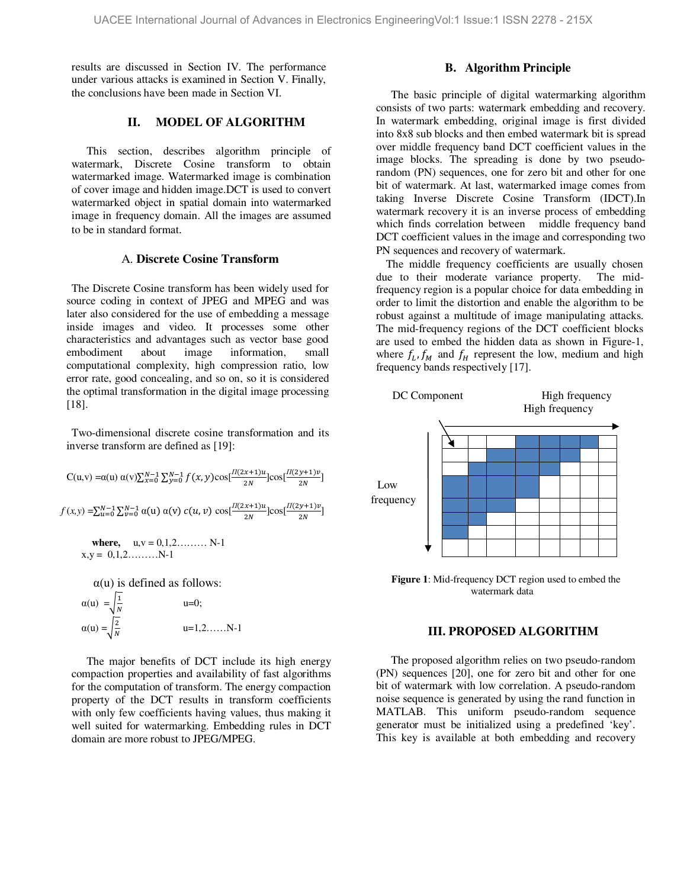results are discussed in Section IV. The performance under various attacks is examined in Section V. Finally, the conclusions have been made in Section VI.

## II. MODEL OF ALGORITHM

This section, describes algorithm principle of watermark, Discrete Cosine transform to obtain watermarked image. Watermarked image is combination of cover image and hidden image.DCT is used to convert watermarked object in spatial domain into watermarked image in frequency domain. All the images are assumed to be in standard format.

### A. Discrete Cosine Transform

The Discrete Cosine transform has been widely used for source coding in context of JPEG and MPEG and was later also considered for the use of embedding a message inside images and video. It processes some other characteristics and advantages such as vector base good embodiment about image information, small computational complexity, high compression ratio, low error rate, good concealing, and so on, so it is considered the optimal transformation in the digital image processing [18].

Two-dimensional discrete cosine transformation and its inverse transform are defined as [19]:

$$C(u,v) = \alpha(u)\,\alpha(v)\sum_{x=0}^{N-1}\sum_{y=0}^{N-1} f(x,y)\cos\left[\frac{\Pi(2x+1)u}{2N}\right]\cos\left[\frac{\Pi(2y+1)v}{2N}\right]$$

$$f(x,y) = \sum_{u=0}^{N-1}\sum_{v=0}^{N-1} \alpha(u)\,\alpha(v)\,c(u,v)\cos\left[\frac{\Pi(2x+1)u}{2N}\right]\cos\left[\frac{\Pi(2y+1)v}{2N}\right]$$

**where,** $u,v = 0,1,2 \ldots\ldots\ldots N-1$
$x,y = 0,1,2 \ldots\ldots\ldots N-1$

$\alpha(u)$ is defined as follows:

$\alpha(u) = \sqrt{\frac{1}{N}}$ $\quad$ $u=0;$

$\alpha(u) = \sqrt{\frac{2}{N}}$ $\quad$ $u=1,2\ldots\ldots N-1$

The major benefits of DCT include its high energy compaction properties and availability of fast algorithms for the computation of transform. The energy compaction property of the DCT results in transform coefficients with only few coefficients having values, thus making it well suited for watermarking. Embedding rules in DCT domain are more robust to JPEG/MPEG.

### B. Algorithm Principle

The basic principle of digital watermarking algorithm consists of two parts: watermark embedding and recovery. In watermark embedding, original image is first divided into 8x8 sub blocks and then embed watermark bit is spread over middle frequency band DCT coefficient values in the image blocks. The spreading is done by two pseudo-random (PN) sequences, one for zero bit and other for one bit of watermark. At last, watermarked image comes from taking Inverse Discrete Cosine Transform (IDCT).In watermark recovery it is an inverse process of embedding which finds correlation between middle frequency band DCT coefficient values in the image and corresponding two PN sequences and recovery of watermark.

The middle frequency coefficients are usually chosen due to their moderate variance property. The mid-frequency region is a popular choice for data embedding in order to limit the distortion and enable the algorithm to be robust against a multitude of image manipulating attacks. The mid-frequency regions of the DCT coefficient blocks are used to embed the hidden data as shown in Figure-1, where $f_L$, $f_M$ and $f_H$ represent the low, medium and high frequency bands respectively [17].

DC Component — High frequency — High frequency — Low frequency

**Figure 1**: Mid-frequency DCT region used to embed the watermark data

## III. PROPOSED ALGORITHM

The proposed algorithm relies on two pseudo-random (PN) sequences [20], one for zero bit and other for one bit of watermark with low correlation. A pseudo-random noise sequence is generated by using the rand function in MATLAB. This uniform pseudo-random sequence generator must be initialized using a predefined 'key'. This key is available at both embedding and recovery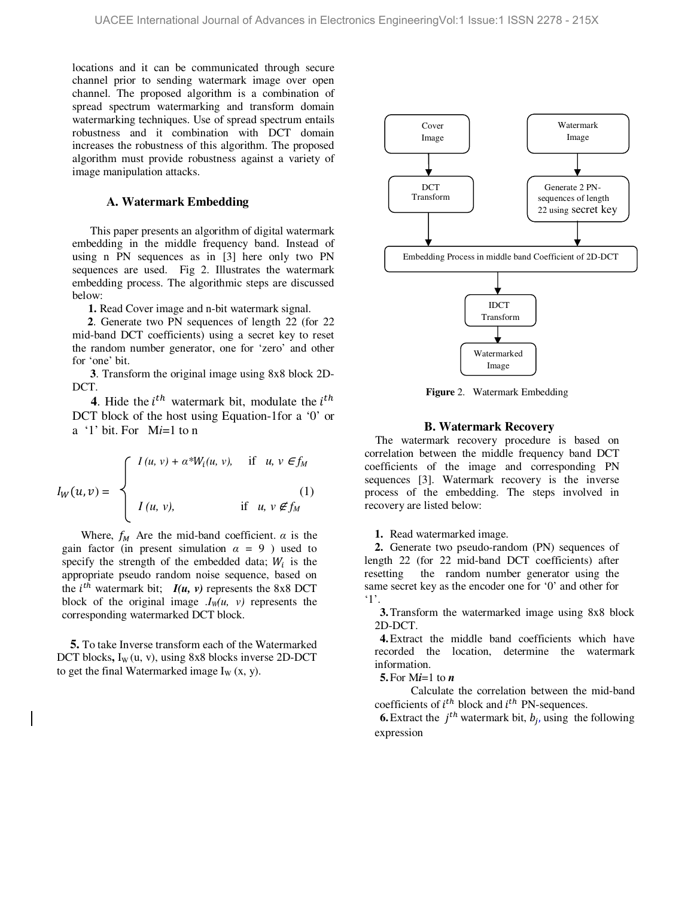locations and it can be communicated through secure channel prior to sending watermark image over open channel. The proposed algorithm is a combination of spread spectrum watermarking and transform domain watermarking techniques. Use of spread spectrum entails robustness and it combination with DCT domain increases the robustness of this algorithm. The proposed algorithm must provide robustness against a variety of image manipulation attacks.

### A. Watermark Embedding

This paper presents an algorithm of digital watermark embedding in the middle frequency band. Instead of using n PN sequences as in [3] here only two PN sequences are used. Fig 2. Illustrates the watermark embedding process. The algorithmic steps are discussed below:

**1.** Read Cover image and n-bit watermark signal.

**2**. Generate two PN sequences of length 22 (for 22 mid-band DCT coefficients) using a secret key to reset the random number generator, one for 'zero' and other for 'one' bit.

**3**. Transform the original image using 8x8 block 2D-DCT.

**4**. Hide the $i^{th}$ watermark bit, modulate the $i^{th}$ DCT block of the host using Equation-1for a '0' or a '1' bit. For M$i$=1 to n

$$I_W(u,v) = \begin{cases} I(u,v) + \alpha * W_i(u,v), & \text{if } u,v \in f_M \\ I(u,v), & \text{if } u,v \notin f_M \end{cases} \quad (1)$$

Where, $f_M$ Are the mid-band coefficient. $\alpha$ is the gain factor (in present simulation $\alpha = 9$ ) used to specify the strength of the embedded data; $W_i$ is the appropriate pseudo random noise sequence, based on the $i^{th}$ watermark bit; ***I(u, v)*** represents the 8x8 DCT block of the original image .$I_W(u, v)$ represents the corresponding watermarked DCT block.

**5.** To take Inverse transform each of the Watermarked DCT blocks**,** $I_W(u, v)$, using 8x8 blocks inverse 2D-DCT to get the final Watermarked image $I_W(x, y)$.

Cover Image → DCT Transform; Watermark Image → Generate 2 PN-sequences of length 22 using secret key → Embedding Process in middle band Coefficient of 2D-DCT → IDCT Transform → Watermarked Image

**Figure** 2. Watermark Embedding

### B. Watermark Recovery

The watermark recovery procedure is based on correlation between the middle frequency band DCT coefficients of the image and corresponding PN sequences [3]. Watermark recovery is the inverse process of the embedding. The steps involved in recovery are listed below:

**1.** Read watermarked image.

**2.** Generate two pseudo-random (PN) sequences of length 22 (for 22 mid-band DCT coefficients) after resetting the random number generator using the same secret key as the encoder one for '0' and other for '1'.

**3.** Transform the watermarked image using 8x8 block 2D-DCT.

**4.** Extract the middle band coefficients which have recorded the location, determine the watermark information.

**5.** For M***i***=1 to ***n***

Calculate the correlation between the mid-band coefficients of $i^{th}$ block and $i^{th}$ PN-sequences.

**6.** Extract the $j^{th}$ watermark bit, $b_j$, using the following expression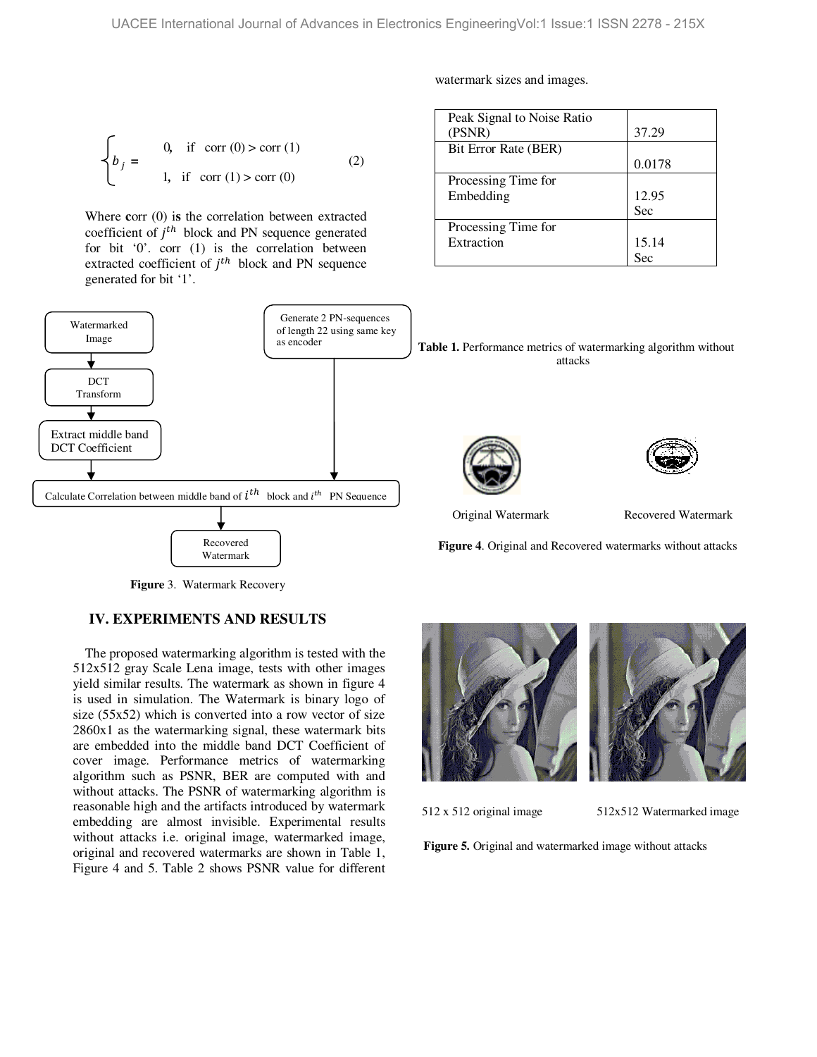$$b_j = \begin{cases} 0, & \text{if } \operatorname{corr}(0) > \operatorname{corr}(1) \\ 1, & \text{if } \operatorname{corr}(1) > \operatorname{corr}(0) \end{cases} \quad (2)$$

Where corr (0) is the correlation between extracted coefficient of $j^{th}$ block and PN sequence generated for bit '0'. corr (1) is the correlation between extracted coefficient of $j^{th}$ block and PN sequence generated for bit '1'.

Watermarked Image → DCT Transform → Extract middle band DCT Coefficient → Calculate Correlation between middle band of $i^{th}$ block and $i^{th}$ PN Sequence ← Generate 2 PN-sequences of length 22 using same key as encoder

Calculate Correlation between middle band of $i^{th}$ block and $i^{th}$ PN Sequence → Recovered Watermark

**Figure** 3. Watermark Recovery

## IV. EXPERIMENTS AND RESULTS

The proposed watermarking algorithm is tested with the 512x512 gray Scale Lena image, tests with other images yield similar results. The watermark as shown in figure 4 is used in simulation. The Watermark is binary logo of size (55x52) which is converted into a row vector of size 2860x1 as the watermarking signal, these watermark bits are embedded into the middle band DCT Coefficient of cover image. Performance metrics of watermarking algorithm such as PSNR, BER are computed with and without attacks. The PSNR of watermarking algorithm is reasonable high and the artifacts introduced by watermark embedding are almost invisible. Experimental results without attacks i.e. original image, watermarked image, original and recovered watermarks are shown in Table 1, Figure 4 and 5. Table 2 shows PSNR value for different watermark sizes and images.

| Metric | Value |
|---|---|
| Peak Signal to Noise Ratio (PSNR) | 37.29 |
| Bit Error Rate (BER) | 0.0178 |
| Processing Time for Embedding | 12.95 Sec |
| Processing Time for Extraction | 15.14 Sec |

**Table 1.** Performance metrics of watermarking algorithm without attacks

Original Watermark        Recovered Watermark

**Figure 4**. Original and Recovered watermarks without attacks

512 x 512 original image        512x512 Watermarked image

**Figure 5.** Original and watermarked image without attacks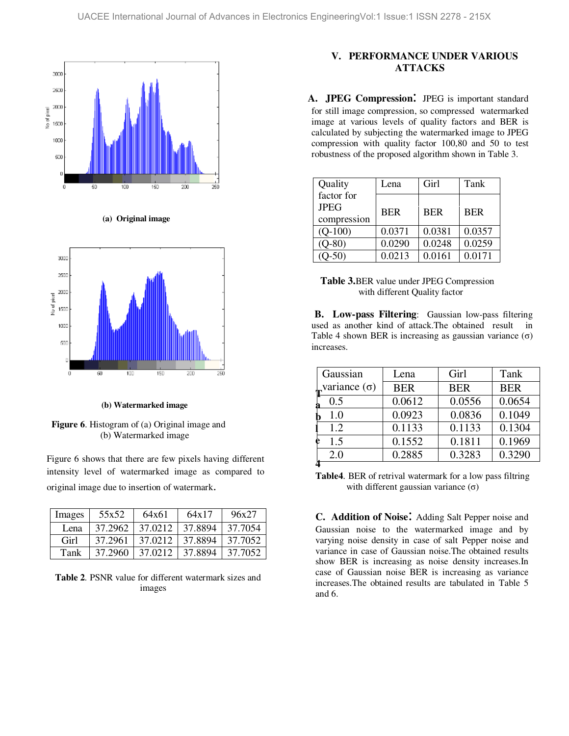(a) **Original image**

(b) **Watermarked image**

**Figure 6**. Histogram of (a) Original image and (b) Watermarked image

Figure 6 shows that there are few pixels having different intensity level of watermarked image as compared to original image due to insertion of watermark.

| Images | 55x52 | 64x61 | 64x17 | 96x27 |
|---|---|---|---|---|
| Lena | 37.2962 | 37.0212 | 37.8894 | 37.7054 |
| Girl | 37.2961 | 37.0212 | 37.8894 | 37.7052 |
| Tank | 37.2960 | 37.0212 | 37.8894 | 37.7052 |

**Table 2**. PSNR value for different watermark sizes and images

## V. PERFORMANCE UNDER VARIOUS ATTACKS

**A. JPEG Compression:** JPEG is important standard for still image compression, so compressed watermarked image at various levels of quality factors and BER is calculated by subjecting the watermarked image to JPEG compression with quality factor 100,80 and 50 to test robustness of the proposed algorithm shown in Table 3.

| Quality factor for JPEG compression | Lena | Girl | Tank |
|---|---|---|---|
| | BER | BER | BER |
| (Q-100) | 0.0371 | 0.0381 | 0.0357 |
| (Q-80) | 0.0290 | 0.0248 | 0.0259 |
| (Q-50) | 0.0213 | 0.0161 | 0.0171 |

**Table 3.** BER value under JPEG Compression with different Quality factor

**B. Low-pass Filtering**: Gaussian low-pass filtering used as another kind of attack.The obtained result in Table 4 shown BER is increasing as gaussian variance (σ) increases.

| Gaussian variance (σ) | Lena | Girl | Tank |
|---|---|---|---|
| | BER | BER | BER |
| 0.5 | 0.0612 | 0.0556 | 0.0654 |
| 1.0 | 0.0923 | 0.0836 | 0.1049 |
| 1.2 | 0.1133 | 0.1133 | 0.1304 |
| 1.5 | 0.1552 | 0.1811 | 0.1969 |
| 2.0 | 0.2885 | 0.3283 | 0.3290 |

**Table4**. BER of retrival watermark for a low pass filtring with different gaussian variance (σ)

**C. Addition of Noise:** Adding Salt Pepper noise and Gaussian noise to the watermarked image and by varying noise density in case of salt Pepper noise and variance in case of Gaussian noise.The obtained results show BER is increasing as noise density increases.In case of Gaussian noise BER is increasing as variance increases.The obtained results are tabulated in Table 5 and 6.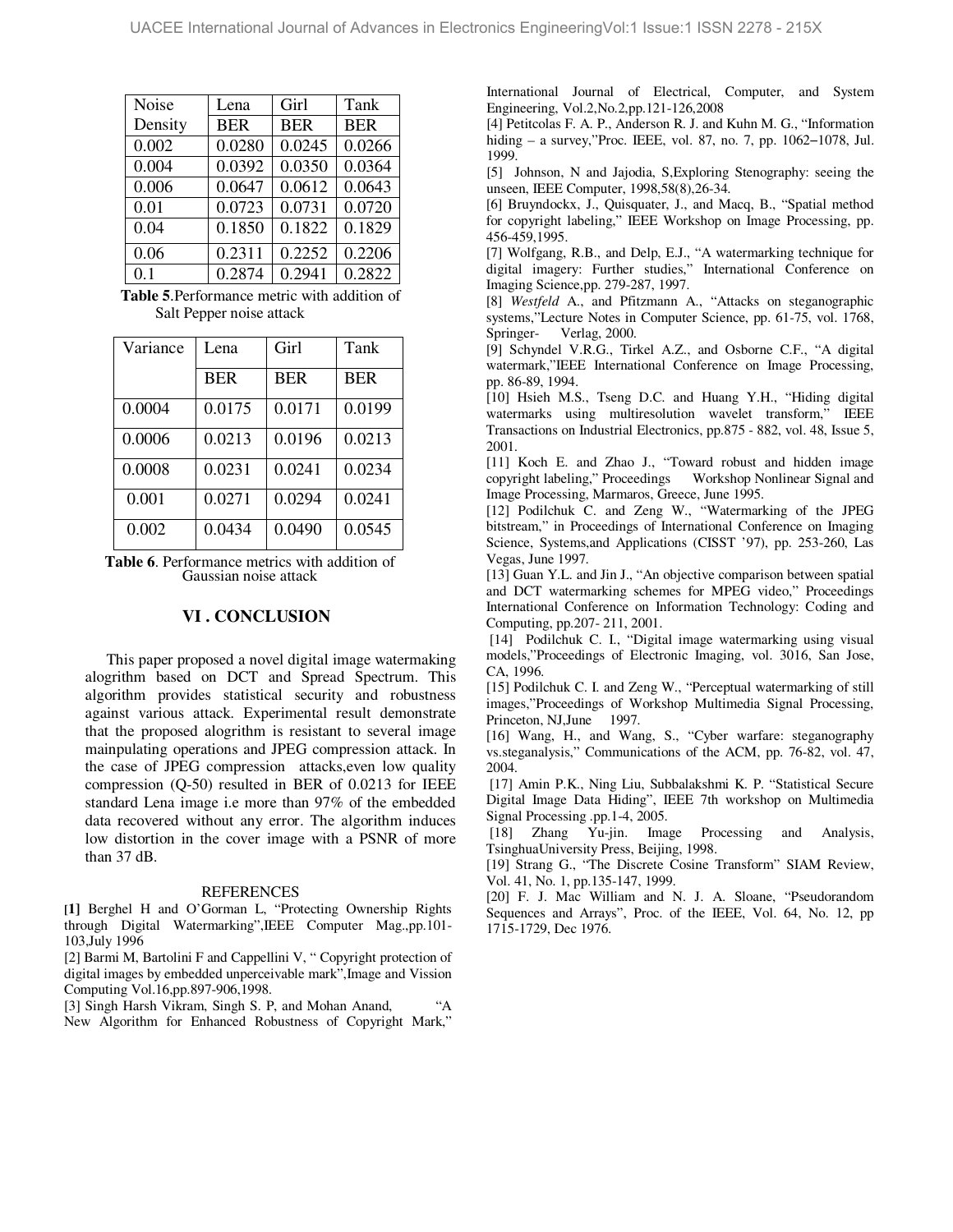| Noise Density | Lena BER | Girl BER | Tank BER |
| --- | --- | --- | --- |
| 0.002 | 0.0280 | 0.0245 | 0.0266 |
| 0.004 | 0.0392 | 0.0350 | 0.0364 |
| 0.006 | 0.0647 | 0.0612 | 0.0643 |
| 0.01 | 0.0723 | 0.0731 | 0.0720 |
| 0.04 | 0.1850 | 0.1822 | 0.1829 |
| 0.06 | 0.2311 | 0.2252 | 0.2206 |
| 0.1 | 0.2874 | 0.2941 | 0.2822 |

**Table 5**.Performance metric with addition of Salt Pepper noise attack

| Variance | Lena | Girl | Tank |
| --- | --- | --- | --- |
| | BER | BER | BER |
| 0.0004 | 0.0175 | 0.0171 | 0.0199 |
| 0.0006 | 0.0213 | 0.0196 | 0.0213 |
| 0.0008 | 0.0231 | 0.0241 | 0.0234 |
| 0.001 | 0.0271 | 0.0294 | 0.0241 |
| 0.002 | 0.0434 | 0.0490 | 0.0545 |

**Table 6**. Performance metrics with addition of Gaussian noise attack

## VI . CONCLUSION

This paper proposed a novel digital image watermaking alogrithm based on DCT and Spread Spectrum. This algorithm provides statistical security and robustness against various attack. Experimental result demonstrate that the proposed alogrithm is resistant to several image mainpulating operations and JPEG compression attack. In the case of JPEG compression attacks,even low quality compression (Q-50) resulted in BER of 0.0213 for IEEE standard Lena image i.e more than 97% of the embedded data recovered without any error. The algorithm induces low distortion in the cover image with a PSNR of more than 37 dB.

## REFERENCES

**[1]** Berghel H and O'Gorman L, "Protecting Ownership Rights through Digital Watermarking",IEEE Computer Mag.,pp.101-103,July 1996

[2] Barmi M, Bartolini F and Cappellini V, " Copyright protection of digital images by embedded unperceivable mark",Image and Vission Computing Vol.16,pp.897-906,1998.

[3] Singh Harsh Vikram, Singh S. P, and Mohan Anand, "A New Algorithm for Enhanced Robustness of Copyright Mark," International Journal of Electrical, Computer, and System Engineering, Vol.2,No.2,pp.121-126,2008

[4] Petitcolas F. A. P., Anderson R. J. and Kuhn M. G., "Information hiding – a survey,"Proc. IEEE, vol. 87, no. 7, pp. 1062–1078, Jul. 1999.

[5] Johnson, N and Jajodia, S,Exploring Stenography: seeing the unseen, IEEE Computer, 1998,58(8),26-34.

[6] Bruyndockx, J., Quisquater, J., and Macq, B., "Spatial method for copyright labeling," IEEE Workshop on Image Processing, pp. 456-459,1995.

[7] Wolfgang, R.B., and Delp, E.J., "A watermarking technique for digital imagery: Further studies," International Conference on Imaging Science,pp. 279-287, 1997.

[8] *Westfeld* A., and Pfitzmann A., "Attacks on steganographic systems,"Lecture Notes in Computer Science, pp. 61-75, vol. 1768, Springer- Verlag, 2000.

[9] Schyndel V.R.G., Tirkel A.Z., and Osborne C.F., "A digital watermark,"IEEE International Conference on Image Processing, pp. 86-89, 1994.

[10] Hsieh M.S., Tseng D.C. and Huang Y.H., "Hiding digital watermarks using multiresolution wavelet transform," IEEE Transactions on Industrial Electronics, pp.875 - 882, vol. 48, Issue 5, 2001.

[11] Koch E. and Zhao J., "Toward robust and hidden image copyright labeling," Proceedings Workshop Nonlinear Signal and Image Processing, Marmaros, Greece, June 1995.

[12] Podilchuk C. and Zeng W., "Watermarking of the JPEG bitstream," in Proceedings of International Conference on Imaging Science, Systems,and Applications (CISST '97), pp. 253-260, Las Vegas, June 1997.

[13] Guan Y.L. and Jin J., "An objective comparison between spatial and DCT watermarking schemes for MPEG video," Proceedings International Conference on Information Technology: Coding and Computing, pp.207- 211, 2001.

[14] Podilchuk C. I., "Digital image watermarking using visual models,"Proceedings of Electronic Imaging, vol. 3016, San Jose, CA, 1996.

[15] Podilchuk C. I. and Zeng W., "Perceptual watermarking of still images,"Proceedings of Workshop Multimedia Signal Processing, Princeton, NJ,June 1997.

[16] Wang, H., and Wang, S., "Cyber warfare: steganography vs.steganalysis," Communications of the ACM, pp. 76-82, vol. 47, 2004.

[17] Amin P.K., Ning Liu, Subbalakshmi K. P. "Statistical Secure Digital Image Data Hiding", IEEE 7th workshop on Multimedia Signal Processing .pp.1-4, 2005.

[18] Zhang Yu-jin. Image Processing and Analysis, TsinghuaUniversity Press, Beijing, 1998.

[19] Strang G., "The Discrete Cosine Transform" SIAM Review, Vol. 41, No. 1, pp.135-147, 1999.

[20] F. J. Mac William and N. J. A. Sloane, "Pseudorandom Sequences and Arrays", Proc. of the IEEE, Vol. 64, No. 12, pp 1715-1729, Dec 1976.